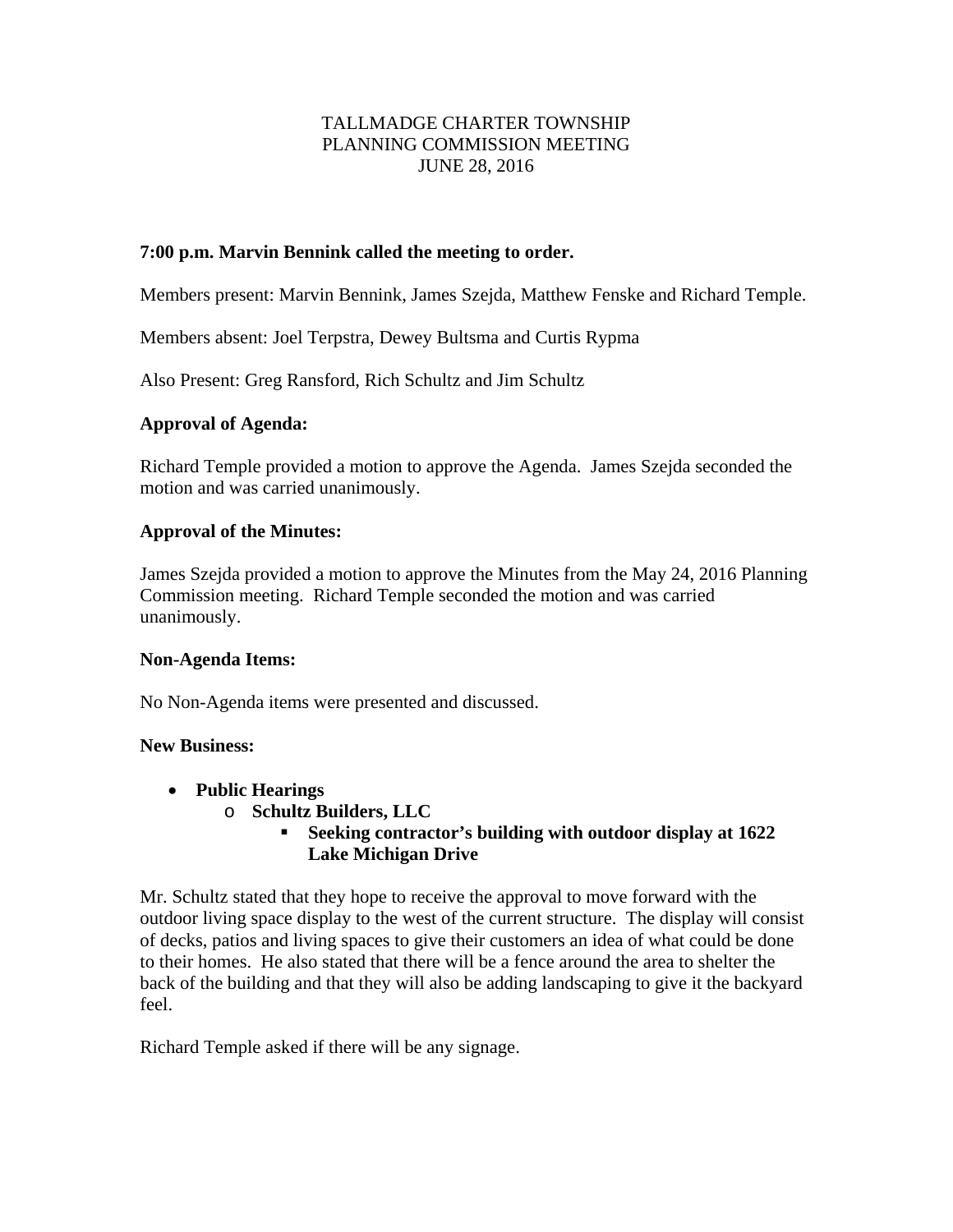TALLMADGE CHARTER TOWNSHIP
PLANNING COMMISSION MEETING
JUNE 28, 2016

**7:00 p.m. Marvin Bennink called the meeting to order.**

Members present: Marvin Bennink, James Szejda, Matthew Fenske and Richard Temple.

Members absent: Joel Terpstra, Dewey Bultsma and Curtis Rypma

Also Present: Greg Ransford, Rich Schultz and Jim Schultz

**Approval of Agenda:**

Richard Temple provided a motion to approve the Agenda. James Szejda seconded the motion and was carried unanimously.

**Approval of the Minutes:**

James Szejda provided a motion to approve the Minutes from the May 24, 2016 Planning Commission meeting. Richard Temple seconded the motion and was carried unanimously.

**Non-Agenda Items:**

No Non-Agenda items were presented and discussed.

**New Business:**

- **Public Hearings**
  - **Schultz Builders, LLC**
    - **Seeking contractor's building with outdoor display at 1622 Lake Michigan Drive**

Mr. Schultz stated that they hope to receive the approval to move forward with the outdoor living space display to the west of the current structure. The display will consist of decks, patios and living spaces to give their customers an idea of what could be done to their homes. He also stated that there will be a fence around the area to shelter the back of the building and that they will also be adding landscaping to give it the backyard feel.

Richard Temple asked if there will be any signage.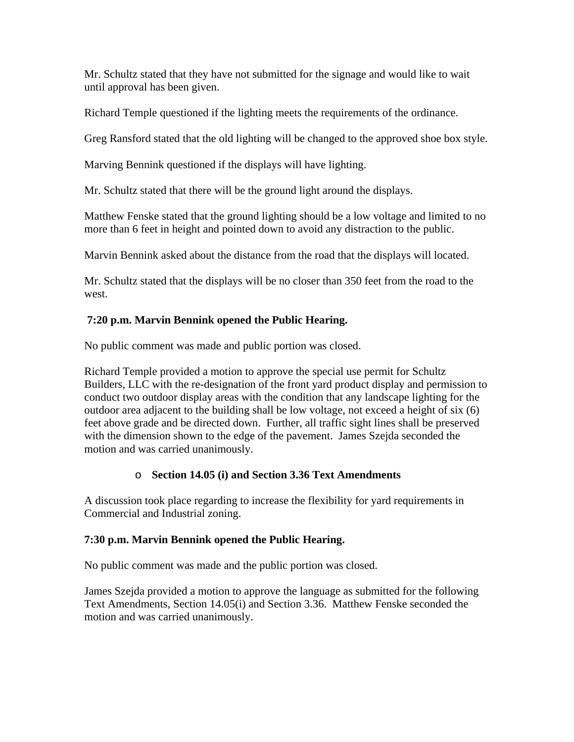Mr. Schultz stated that they have not submitted for the signage and would like to wait until approval has been given.

Richard Temple questioned if the lighting meets the requirements of the ordinance.

Greg Ransford stated that the old lighting will be changed to the approved shoe box style.

Marving Bennink questioned if the displays will have lighting.

Mr. Schultz stated that there will be the ground light around the displays.

Matthew Fenske stated that the ground lighting should be a low voltage and limited to no more than 6 feet in height and pointed down to avoid any distraction to the public.

Marvin Bennink asked about the distance from the road that the displays will located.

Mr. Schultz stated that the displays will be no closer than 350 feet from the road to the west.

**7:20 p.m. Marvin Bennink opened the Public Hearing.**

No public comment was made and public portion was closed.

Richard Temple provided a motion to approve the special use permit for Schultz Builders, LLC with the re-designation of the front yard product display and permission to conduct two outdoor display areas with the condition that any landscape lighting for the outdoor area adjacent to the building shall be low voltage, not exceed a height of six (6) feet above grade and be directed down. Further, all traffic sight lines shall be preserved with the dimension shown to the edge of the pavement. James Szejda seconded the motion and was carried unanimously.

- **Section 14.05 (i) and Section 3.36 Text Amendments**

A discussion took place regarding to increase the flexibility for yard requirements in Commercial and Industrial zoning.

**7:30 p.m. Marvin Bennink opened the Public Hearing.**

No public comment was made and the public portion was closed.

James Szejda provided a motion to approve the language as submitted for the following Text Amendments, Section 14.05(i) and Section 3.36. Matthew Fenske seconded the motion and was carried unanimously.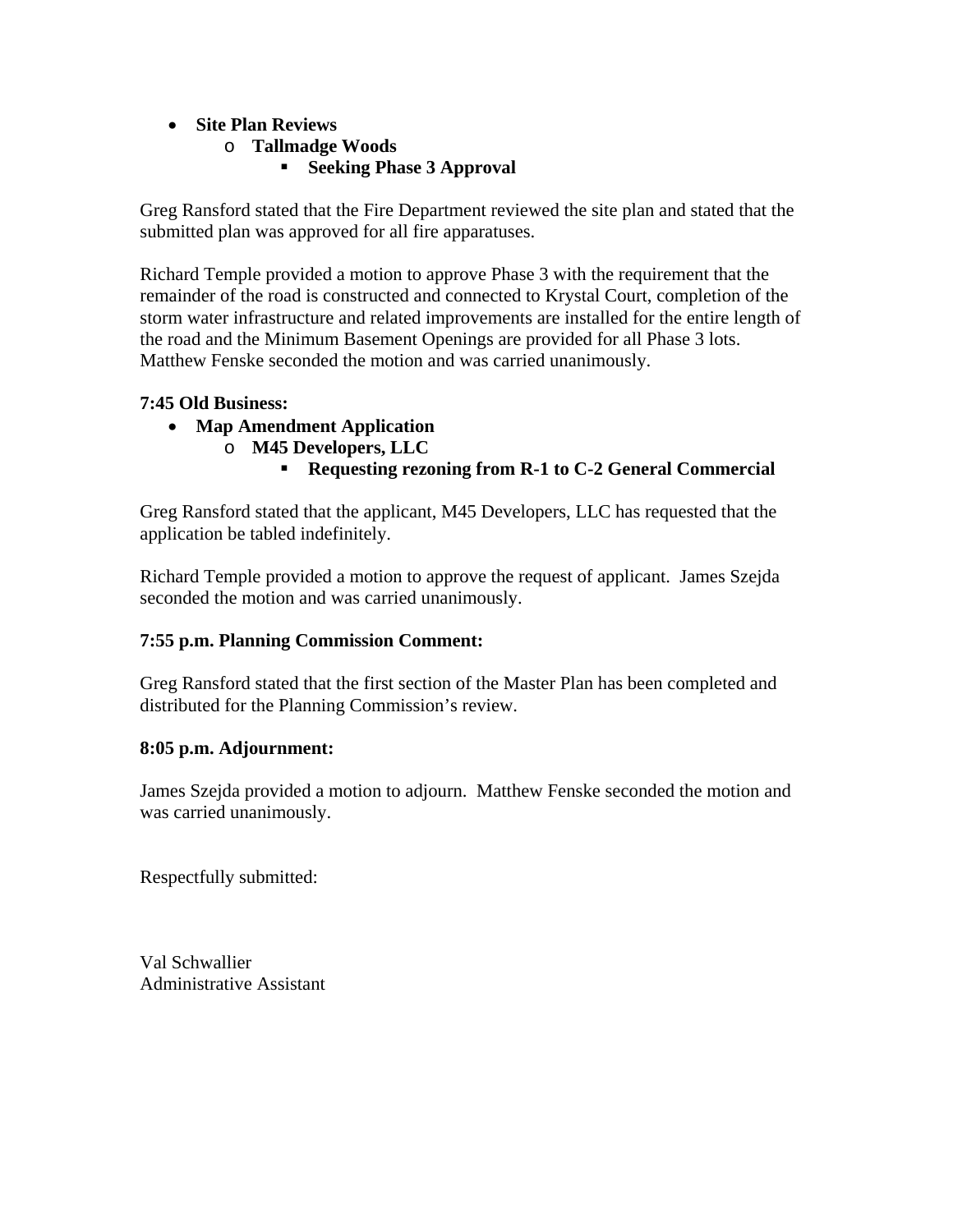- **Site Plan Reviews**
  - **Tallmadge Woods**
    - **Seeking Phase 3 Approval**

Greg Ransford stated that the Fire Department reviewed the site plan and stated that the submitted plan was approved for all fire apparatuses.

Richard Temple provided a motion to approve Phase 3 with the requirement that the remainder of the road is constructed and connected to Krystal Court, completion of the storm water infrastructure and related improvements are installed for the entire length of the road and the Minimum Basement Openings are provided for all Phase 3 lots. Matthew Fenske seconded the motion and was carried unanimously.

**7:45 Old Business:**

- **Map Amendment Application**
  - **M45 Developers, LLC**
    - **Requesting rezoning from R-1 to C-2 General Commercial**

Greg Ransford stated that the applicant, M45 Developers, LLC has requested that the application be tabled indefinitely.

Richard Temple provided a motion to approve the request of applicant. James Szejda seconded the motion and was carried unanimously.

**7:55 p.m. Planning Commission Comment:**

Greg Ransford stated that the first section of the Master Plan has been completed and distributed for the Planning Commission's review.

**8:05 p.m. Adjournment:**

James Szejda provided a motion to adjourn. Matthew Fenske seconded the motion and was carried unanimously.

Respectfully submitted:

Val Schwallier
Administrative Assistant